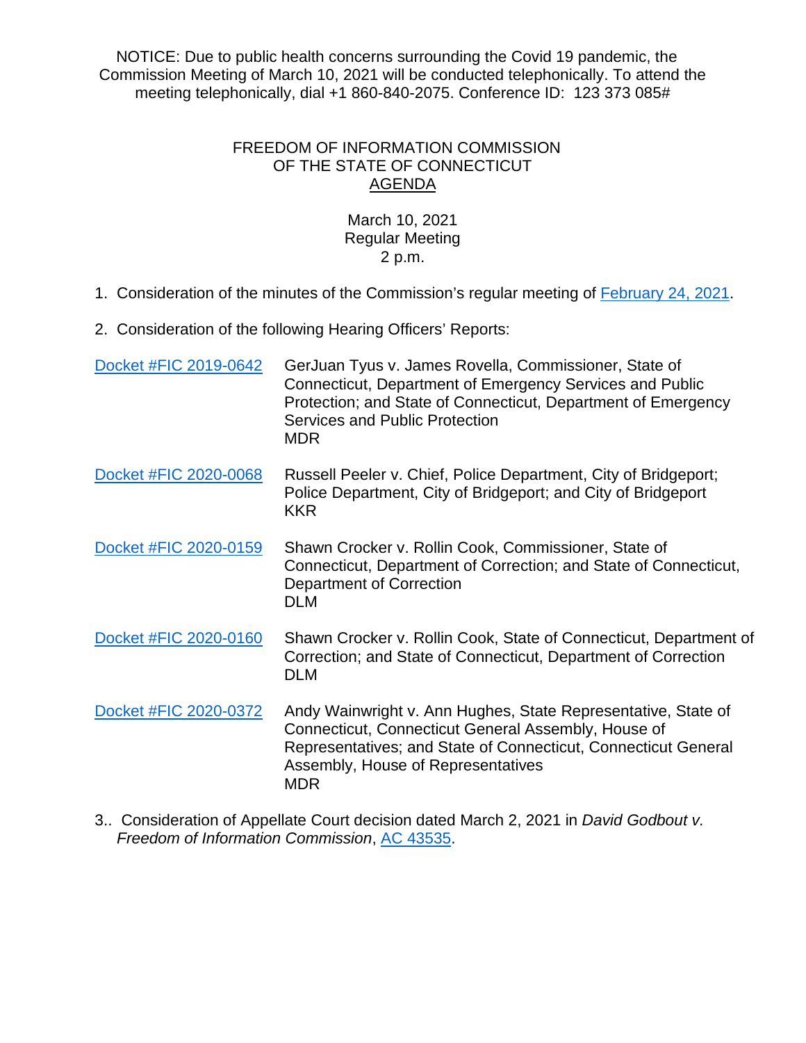NOTICE: Due to public health concerns surrounding the Covid 19 pandemic, the Commission Meeting of March 10, 2021 will be conducted telephonically. To attend the meeting telephonically, dial +1 860-840-2075. Conference ID: 123 373 085#

# FREEDOM OF INFORMATION COMMISSION
# OF THE STATE OF CONNECTICUT
## AGENDA

March 10, 2021
Regular Meeting
2 p.m.

1. Consideration of the minutes of the Commission's regular meeting of February 24, 2021.

2. Consideration of the following Hearing Officers' Reports:

| | |
|---|---|
| Docket #FIC 2019-0642 | GerJuan Tyus v. James Rovella, Commissioner, State of Connecticut, Department of Emergency Services and Public Protection; and State of Connecticut, Department of Emergency Services and Public Protection<br>MDR |
| Docket #FIC 2020-0068 | Russell Peeler v. Chief, Police Department, City of Bridgeport; Police Department, City of Bridgeport; and City of Bridgeport<br>KKR |
| Docket #FIC 2020-0159 | Shawn Crocker v. Rollin Cook, Commissioner, State of Connecticut, Department of Correction; and State of Connecticut, Department of Correction<br>DLM |
| Docket #FIC 2020-0160 | Shawn Crocker v. Rollin Cook, State of Connecticut, Department of Correction; and State of Connecticut, Department of Correction<br>DLM |
| Docket #FIC 2020-0372 | Andy Wainwright v. Ann Hughes, State Representative, State of Connecticut, Connecticut General Assembly, House of Representatives; and State of Connecticut, Connecticut General Assembly, House of Representatives<br>MDR |

3.. Consideration of Appellate Court decision dated March 2, 2021 in *David Godbout v. Freedom of Information Commission*, AC 43535.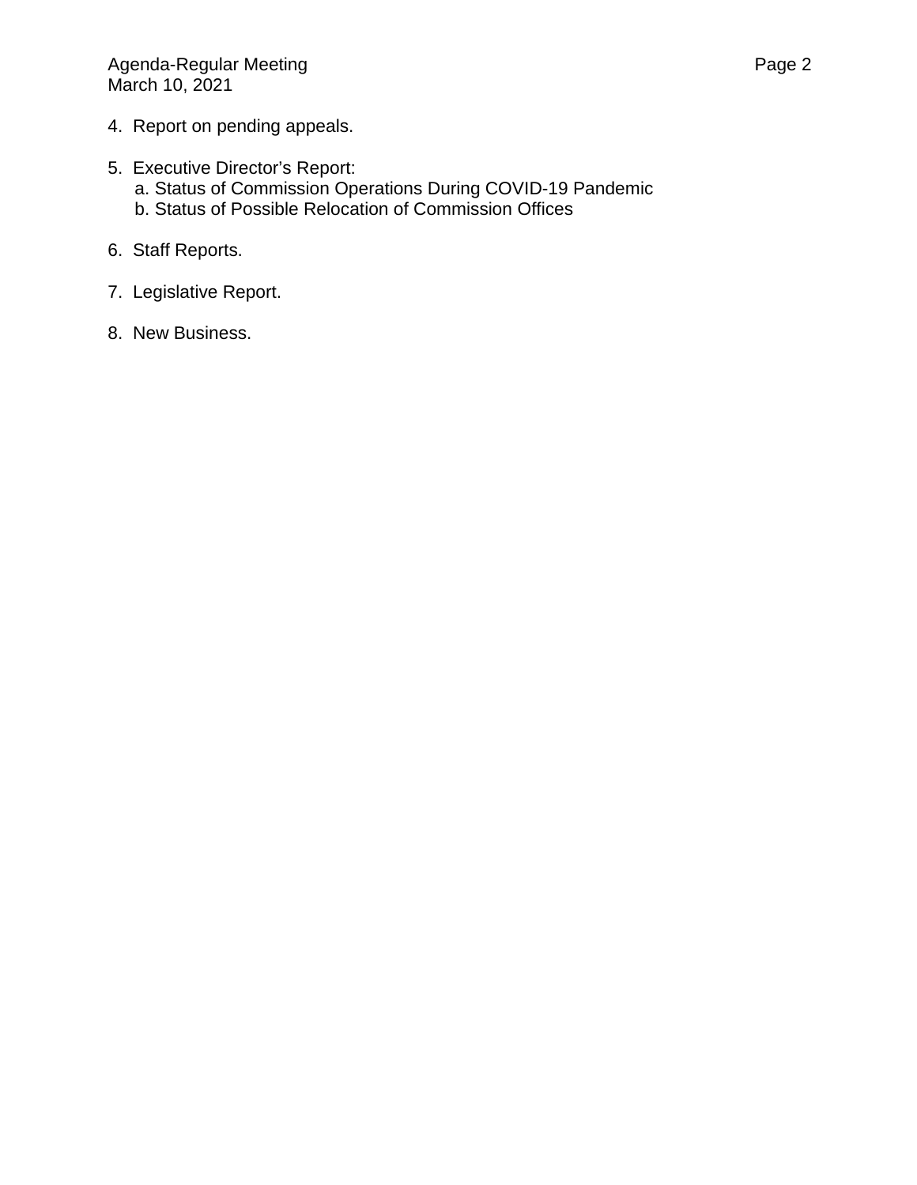4. Report on pending appeals.

5. Executive Director's Report:
   a. Status of Commission Operations During COVID-19 Pandemic
   b. Status of Possible Relocation of Commission Offices

6. Staff Reports.

7. Legislative Report.

8. New Business.